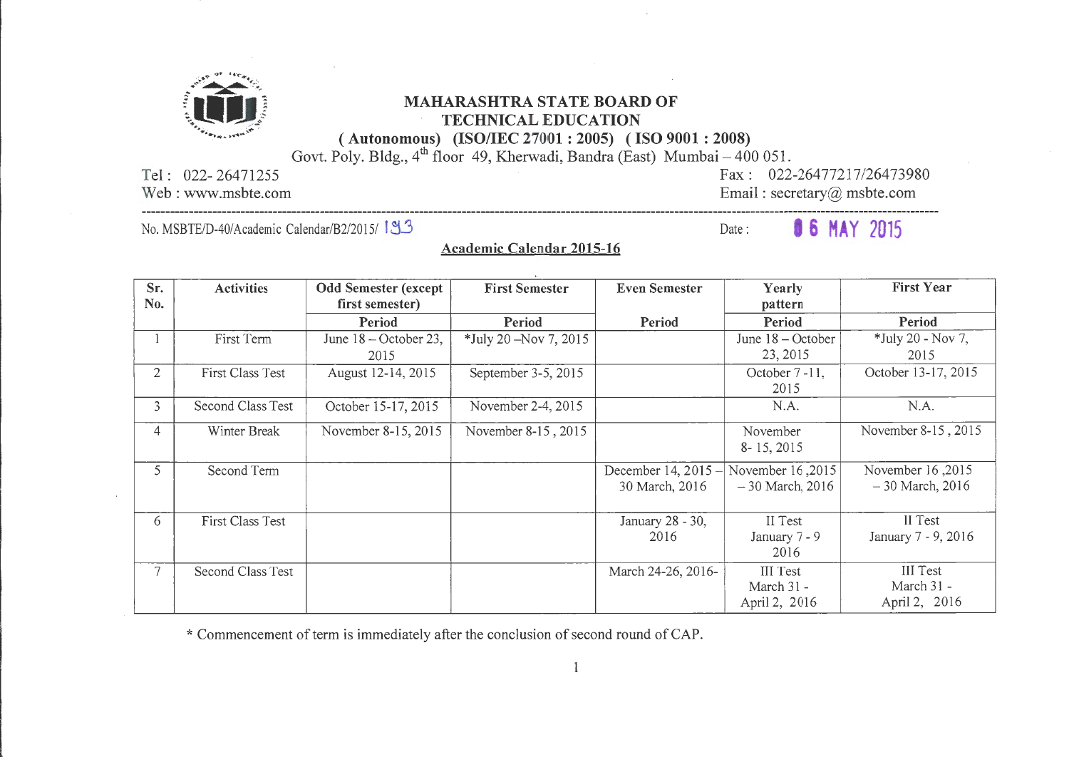**MAHARASHTRA STATE BOARD OF TECHNICAL EDUCATION**

**( Autonomous) (ISO/IEC 27001 : 2005) ( ISO 9001 : 2008)**

Govt. Poly. Bldg., 4th floor 49, Kherwadi, Bandra (East) Mumbai – 400 051.

Tel : 022- 26471255 | Fax : 022-26477217/26473980

Web : www.msbte.com | Email : secretary@ msbte.com

No. MSBTE/D-40/Academic Calendar/B2/2015/ 193 | Date : 06 MAY 2015

## Academic Calendar 2015-16

| Sr. No. | Activities | Odd Semester (except first semester) | First Semester | Even Semester | Yearly pattern | First Year |
|---|---|---|---|---|---|---|
| | | Period | Period | Period | Period | Period |
| 1 | First Term | June 18 – October 23, 2015 | *July 20 –Nov 7, 2015 | | June 18 – October 23, 2015 | *July 20 - Nov 7, 2015 |
| 2 | First Class Test | August 12-14, 2015 | September 3-5, 2015 | | October 7 -11, 2015 | October 13-17, 2015 |
| 3 | Second Class Test | October 15-17, 2015 | November 2-4, 2015 | | N.A. | N.A. |
| 4 | Winter Break | November 8-15, 2015 | November 8-15 , 2015 | | November 8- 15, 2015 | November 8-15 , 2015 |
| 5 | Second Term | | | December 14, 2015 – 30 March, 2016 | November 16 ,2015 – 30 March, 2016 | November 16 ,2015 – 30 March, 2016 |
| 6 | First Class Test | | | January 28 - 30, 2016 | II Test January 7 - 9 2016 | II Test January 7 - 9, 2016 |
| 7 | Second Class Test | | | March 24-26, 2016- | III Test March 31 - April 2, 2016 | III Test March 31 - April 2, 2016 |

* Commencement of term is immediately after the conclusion of second round of CAP.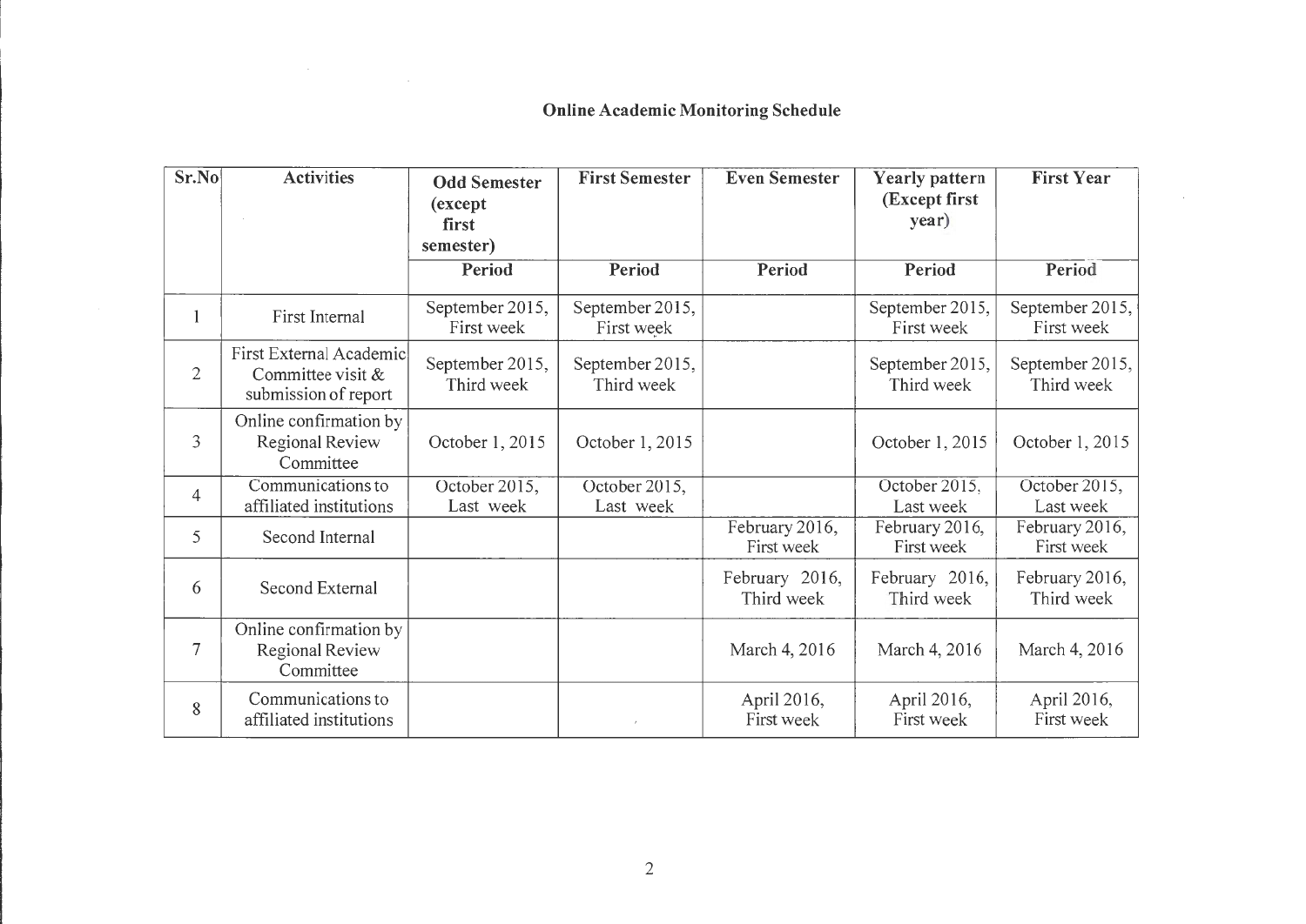## Online Academic Monitoring Schedule

| Sr.No | Activities | Odd Semester (except first semester) | First Semester | Even Semester | Yearly pattern (Except first year) | First Year |
|---|---|---|---|---|---|---|
| | | Period | Period | Period | Period | Period |
| 1 | First Internal | September 2015, First week | September 2015, First week | | September 2015, First week | September 2015, First week |
| 2 | First External Academic Committee visit & submission of report | September 2015, Third week | September 2015, Third week | | September 2015, Third week | September 2015, Third week |
| 3 | Online confirmation by Regional Review Committee | October 1, 2015 | October 1, 2015 | | October 1, 2015 | October 1, 2015 |
| 4 | Communications to affiliated institutions | October 2015, Last week | October 2015, Last week | | October 2015, Last week | October 2015, Last week |
| 5 | Second Internal | | | February 2016, First week | February 2016, First week | February 2016, First week |
| 6 | Second External | | | February 2016, Third week | February 2016, Third week | February 2016, Third week |
| 7 | Online confirmation by Regional Review Committee | | | March 4, 2016 | March 4, 2016 | March 4, 2016 |
| 8 | Communications to affiliated institutions | | | April 2016, First week | April 2016, First week | April 2016, First week |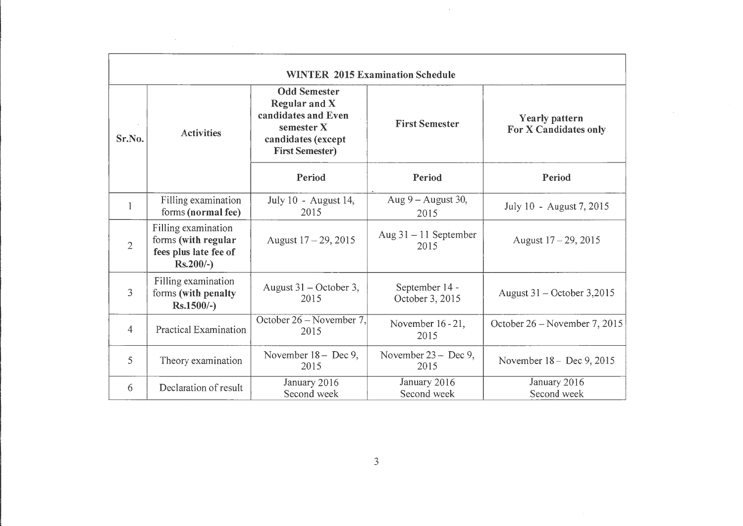| WINTER 2015 Examination Schedule | | | | |
|---|---|---|---|---|
| **Sr.No.** | **Activities** | **Odd Semester Regular and X candidates and Even semester X candidates (except First Semester)** | **First Semester** | **Yearly pattern For X Candidates only** |
| | | **Period** | **Period** | **Period** |
| 1 | Filling examination forms **(normal fee)** | July 10 - August 14, 2015 | Aug 9 – August 30, 2015 | July 10 - August 7, 2015 |
| 2 | Filling examination forms **(with regular fees plus late fee of Rs.200/-)** | August 17 – 29, 2015 | Aug 31 – 11 September 2015 | August 17 – 29, 2015 |
| 3 | Filling examination forms **(with penalty Rs.1500/-)** | August 31 – October 3, 2015 | September 14 - October 3, 2015 | August 31 – October 3,2015 |
| 4 | Practical Examination | October 26 – November 7, 2015 | November 16 - 21, 2015 | October 26 – November 7, 2015 |
| 5 | Theory examination | November 18 – Dec 9, 2015 | November 23 – Dec 9, 2015 | November 18 – Dec 9, 2015 |
| 6 | Declaration of result | January 2016 Second week | January 2016 Second week | January 2016 Second week |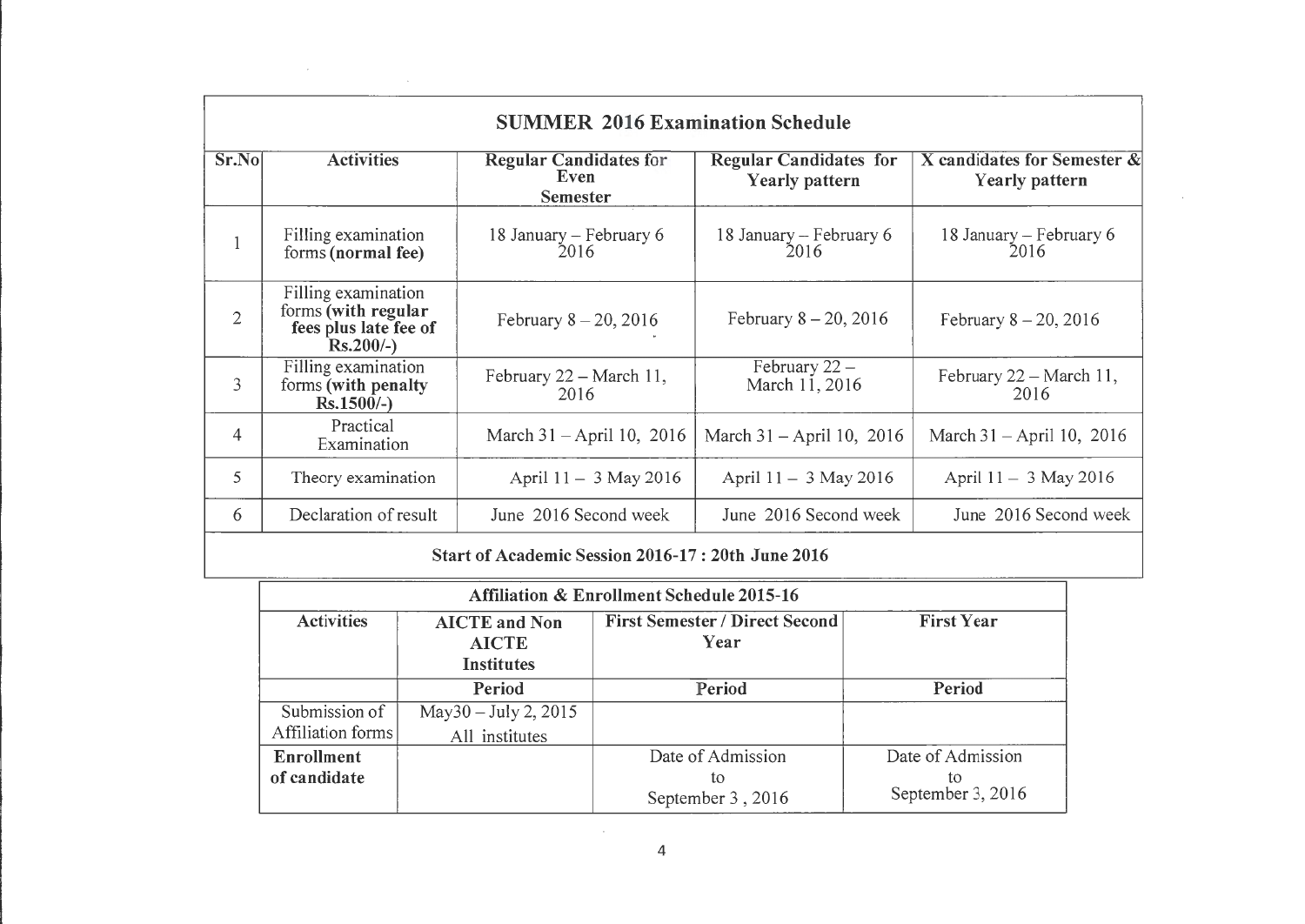## SUMMER 2016 Examination Schedule

| Sr.No | Activities | Regular Candidates for Even Semester | Regular Candidates for Yearly pattern | X candidates for Semester & Yearly pattern |
|---|---|---|---|---|
| 1 | Filling examination forms **(normal fee)** | 18 January – February 6 2016 | 18 January – February 6 2016 | 18 January – February 6 2016 |
| 2 | Filling examination forms **(with regular fees plus late fee of Rs.200/-)** | February 8 – 20, 2016 | February 8 – 20, 2016 | February 8 – 20, 2016 |
| 3 | Filling examination forms **(with penalty Rs.1500/-)** | February 22 – March 11, 2016 | February 22 – March 11, 2016 | February 22 – March 11, 2016 |
| 4 | Practical Examination | March 31 – April 10, 2016 | March 31 – April 10, 2016 | March 31 – April 10, 2016 |
| 5 | Theory examination | April 11 – 3 May 2016 | April 11 – 3 May 2016 | April 11 – 3 May 2016 |
| 6 | Declaration of result | June 2016 Second week | June 2016 Second week | June 2016 Second week |

**Start of Academic Session 2016-17 : 20th June 2016**

## Affiliation & Enrollment Schedule 2015-16

| Activities | AICTE and Non AICTE Institutes | First Semester / Direct Second Year | First Year |
|---|---|---|---|
| | Period | Period | Period |
| Submission of Affiliation forms | May30 – July 2, 2015 All institutes | | |
| **Enrollment of candidate** | | Date of Admission to September 3 , 2016 | Date of Admission to September 3, 2016 |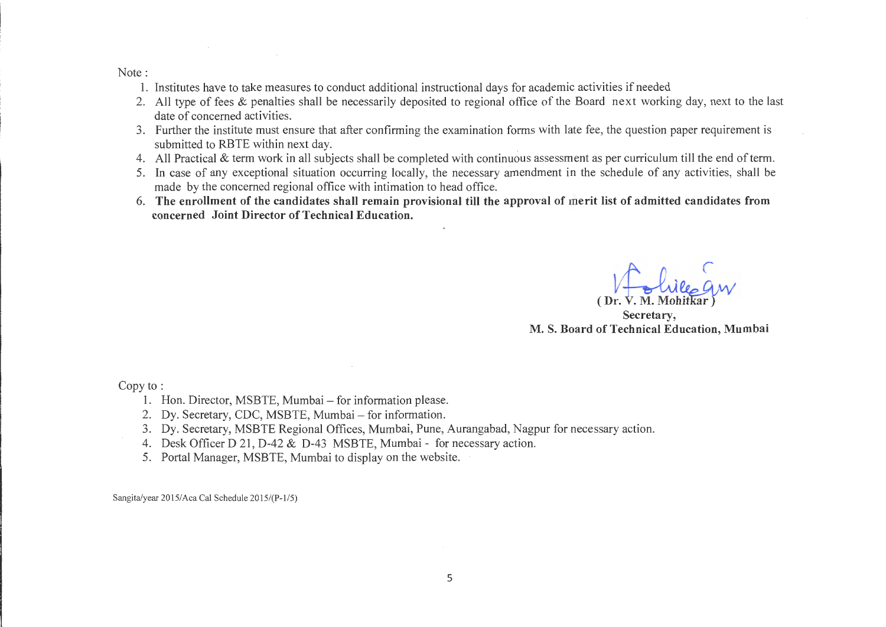Note :

1. Institutes have to take measures to conduct additional instructional days for academic activities if needed
2. All type of fees & penalties shall be necessarily deposited to regional office of the Board next working day, next to the last date of concerned activities.
3. Further the institute must ensure that after confirming the examination forms with late fee, the question paper requirement is submitted to RBTE within next day.
4. All Practical & term work in all subjects shall be completed with continuous assessment as per curriculum till the end of term.
5. In case of any exceptional situation occurring locally, the necessary amendment in the schedule of any activities, shall be made by the concerned regional office with intimation to head office.
6. **The enrollment of the candidates shall remain provisional till the approval of merit list of admitted candidates from concerned Joint Director of Technical Education.**

**( Dr. V. M. Mohitkar )**
**Secretary,**
**M. S. Board of Technical Education, Mumbai**

Copy to :

1. Hon. Director, MSBTE, Mumbai – for information please.
2. Dy. Secretary, CDC, MSBTE, Mumbai – for information.
3. Dy. Secretary, MSBTE Regional Offices, Mumbai, Pune, Aurangabad, Nagpur for necessary action.
4. Desk Officer D 21, D-42 & D-43 MSBTE, Mumbai - for necessary action.
5. Portal Manager, MSBTE, Mumbai to display on the website.

Sangita/year 2015/Aca Cal Schedule 2015/(P-1/5)